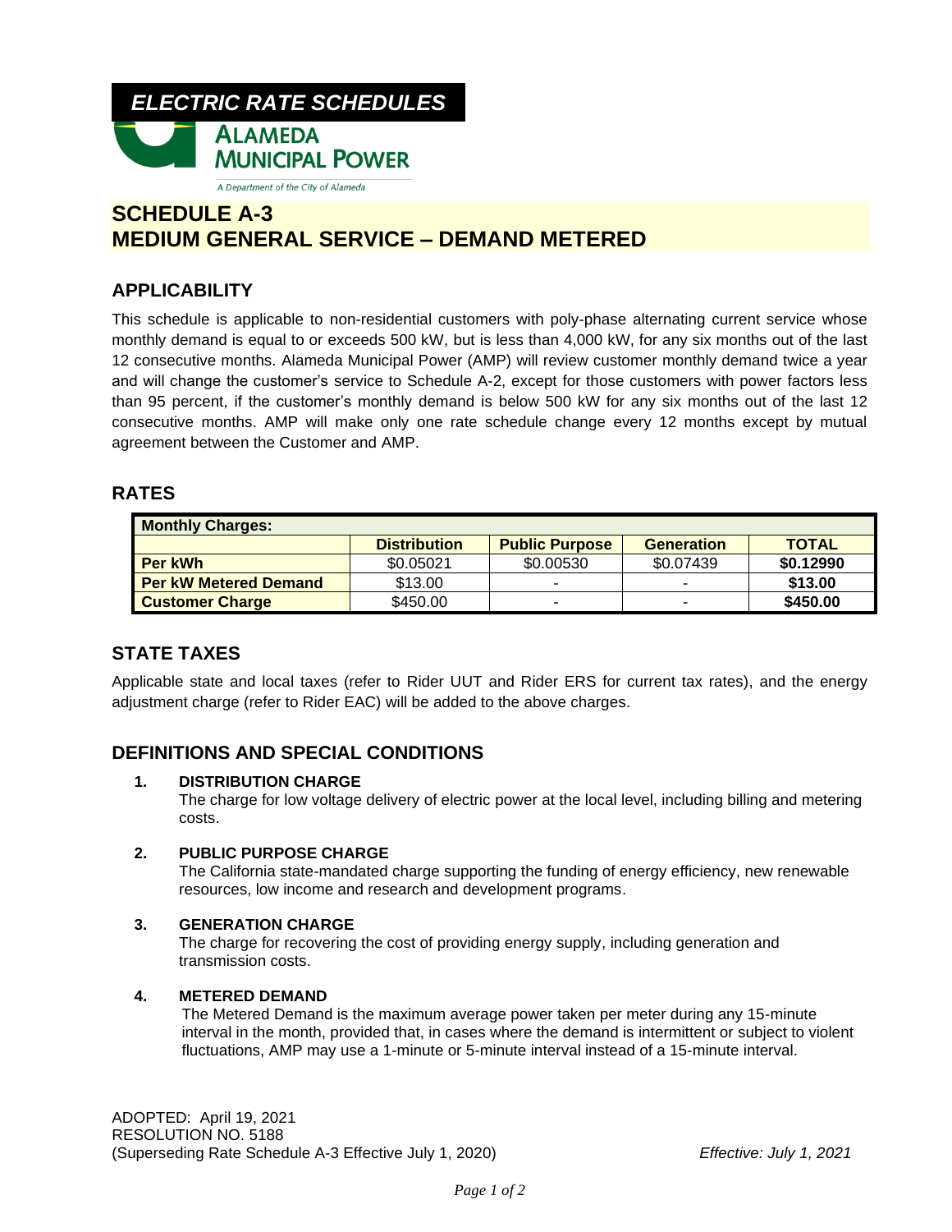*ELECTRIC RATE SCHEDULES*

**ALAMEDA MUNICIPAL POWER**

*A Department of the City of Alameda*

# SCHEDULE A-3
# MEDIUM GENERAL SERVICE – DEMAND METERED

## APPLICABILITY

This schedule is applicable to non-residential customers with poly-phase alternating current service whose monthly demand is equal to or exceeds 500 kW, but is less than 4,000 kW, for any six months out of the last 12 consecutive months. Alameda Municipal Power (AMP) will review customer monthly demand twice a year and will change the customer's service to Schedule A-2, except for those customers with power factors less than 95 percent, if the customer's monthly demand is below 500 kW for any six months out of the last 12 consecutive months. AMP will make only one rate schedule change every 12 months except by mutual agreement between the Customer and AMP.

## RATES

| **Monthly Charges:** | | | | |
|---|---|---|---|---|
| | **Distribution** | **Public Purpose** | **Generation** | **TOTAL** |
| **Per kWh** | \$0.05021 | \$0.00530 | \$0.07439 | **\$0.12990** |
| **Per kW Metered Demand** | \$13.00 | - | - | **\$13.00** |
| **Customer Charge** | \$450.00 | - | - | **\$450.00** |

## STATE TAXES

Applicable state and local taxes (refer to Rider UUT and Rider ERS for current tax rates), and the energy adjustment charge (refer to Rider EAC) will be added to the above charges.

## DEFINITIONS AND SPECIAL CONDITIONS

1. **DISTRIBUTION CHARGE**
   The charge for low voltage delivery of electric power at the local level, including billing and metering costs.

2. **PUBLIC PURPOSE CHARGE**
   The California state-mandated charge supporting the funding of energy efficiency, new renewable resources, low income and research and development programs.

3. **GENERATION CHARGE**
   The charge for recovering the cost of providing energy supply, including generation and transmission costs.

4. **METERED DEMAND**
   The Metered Demand is the maximum average power taken per meter during any 15-minute interval in the month, provided that, in cases where the demand is intermittent or subject to violent fluctuations, AMP may use a 1-minute or 5-minute interval instead of a 15-minute interval.

ADOPTED: April 19, 2021
RESOLUTION NO. 5188
(Superseding Rate Schedule A-3 Effective July 1, 2020) *Effective: July 1, 2021*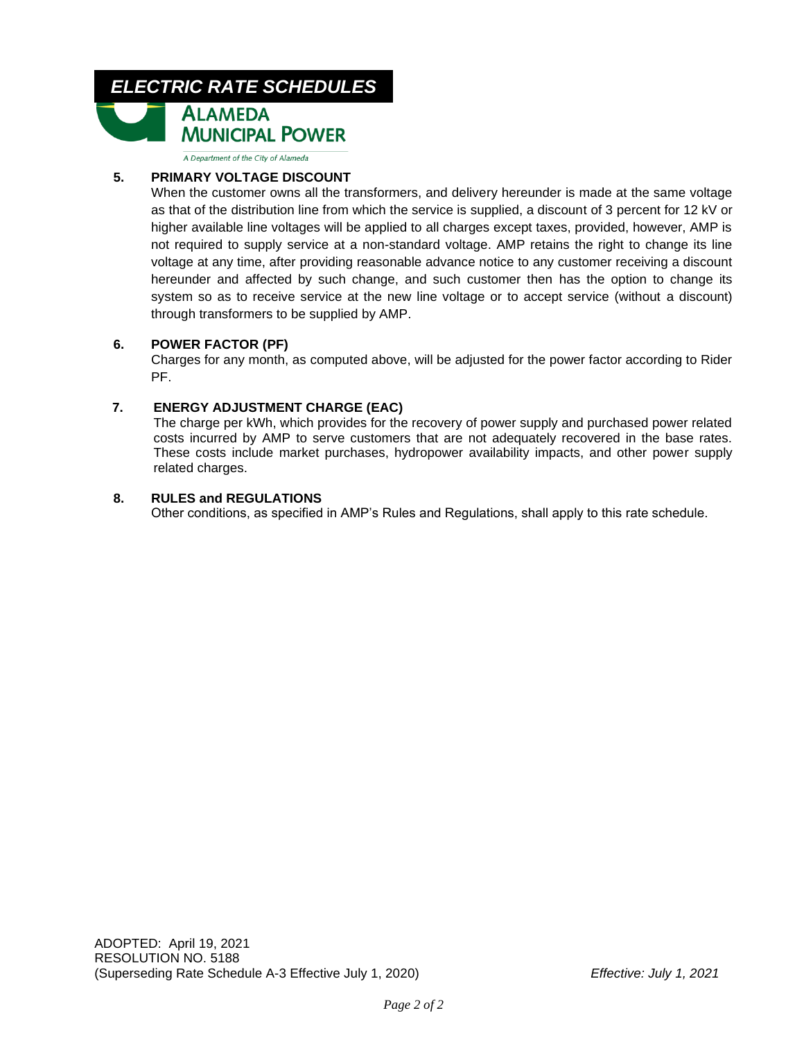## 5. PRIMARY VOLTAGE DISCOUNT

When the customer owns all the transformers, and delivery hereunder is made at the same voltage as that of the distribution line from which the service is supplied, a discount of 3 percent for 12 kV or higher available line voltages will be applied to all charges except taxes, provided, however, AMP is not required to supply service at a non-standard voltage. AMP retains the right to change its line voltage at any time, after providing reasonable advance notice to any customer receiving a discount hereunder and affected by such change, and such customer then has the option to change its system so as to receive service at the new line voltage or to accept service (without a discount) through transformers to be supplied by AMP.

## 6. POWER FACTOR (PF)

Charges for any month, as computed above, will be adjusted for the power factor according to Rider PF.

## 7. ENERGY ADJUSTMENT CHARGE (EAC)

The charge per kWh, which provides for the recovery of power supply and purchased power related costs incurred by AMP to serve customers that are not adequately recovered in the base rates. These costs include market purchases, hydropower availability impacts, and other power supply related charges.

## 8. RULES and REGULATIONS

Other conditions, as specified in AMP's Rules and Regulations, shall apply to this rate schedule.

ADOPTED: April 19, 2021
RESOLUTION NO. 5188
(Superseding Rate Schedule A-3 Effective July 1, 2020)

*Effective: July 1, 2021*